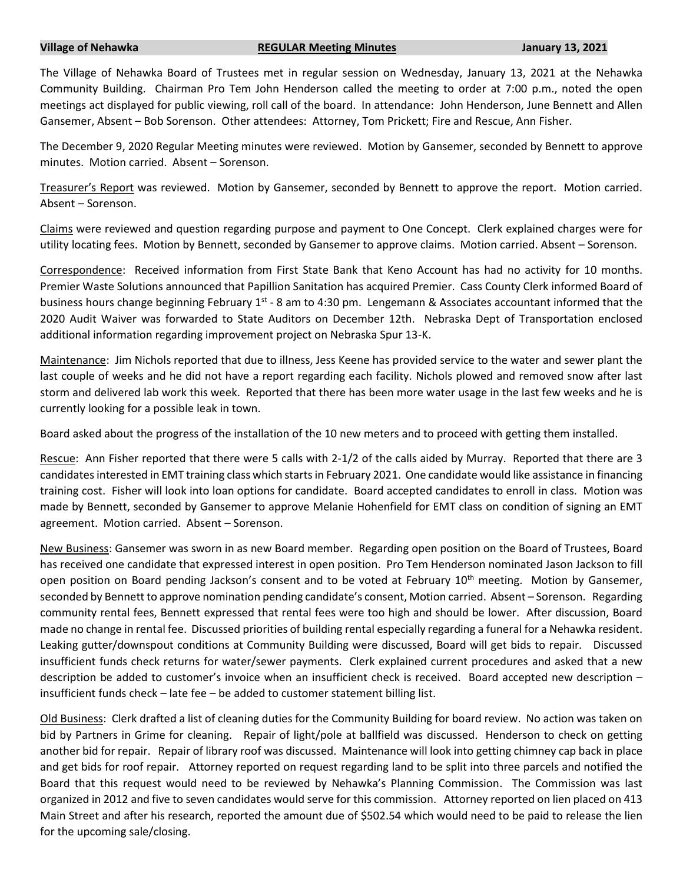**Village of Nehawka** **REGULAR Meeting Minutes** **January 13, 2021**

The Village of Nehawka Board of Trustees met in regular session on Wednesday, January 13, 2021 at the Nehawka Community Building. Chairman Pro Tem John Henderson called the meeting to order at 7:00 p.m., noted the open meetings act displayed for public viewing, roll call of the board. In attendance: John Henderson, June Bennett and Allen Gansemer, Absent – Bob Sorenson. Other attendees: Attorney, Tom Prickett; Fire and Rescue, Ann Fisher.

The December 9, 2020 Regular Meeting minutes were reviewed. Motion by Gansemer, seconded by Bennett to approve minutes. Motion carried. Absent – Sorenson.

Treasurer's Report was reviewed. Motion by Gansemer, seconded by Bennett to approve the report. Motion carried. Absent – Sorenson.

Claims were reviewed and question regarding purpose and payment to One Concept. Clerk explained charges were for utility locating fees. Motion by Bennett, seconded by Gansemer to approve claims. Motion carried. Absent – Sorenson.

Correspondence: Received information from First State Bank that Keno Account has had no activity for 10 months. Premier Waste Solutions announced that Papillion Sanitation has acquired Premier. Cass County Clerk informed Board of business hours change beginning February 1st - 8 am to 4:30 pm. Lengemann & Associates accountant informed that the 2020 Audit Waiver was forwarded to State Auditors on December 12th. Nebraska Dept of Transportation enclosed additional information regarding improvement project on Nebraska Spur 13-K.

Maintenance: Jim Nichols reported that due to illness, Jess Keene has provided service to the water and sewer plant the last couple of weeks and he did not have a report regarding each facility. Nichols plowed and removed snow after last storm and delivered lab work this week. Reported that there has been more water usage in the last few weeks and he is currently looking for a possible leak in town.

Board asked about the progress of the installation of the 10 new meters and to proceed with getting them installed.

Rescue: Ann Fisher reported that there were 5 calls with 2-1/2 of the calls aided by Murray. Reported that there are 3 candidates interested in EMT training class which starts in February 2021. One candidate would like assistance in financing training cost. Fisher will look into loan options for candidate. Board accepted candidates to enroll in class. Motion was made by Bennett, seconded by Gansemer to approve Melanie Hohenfield for EMT class on condition of signing an EMT agreement. Motion carried. Absent – Sorenson.

New Business: Gansemer was sworn in as new Board member. Regarding open position on the Board of Trustees, Board has received one candidate that expressed interest in open position. Pro Tem Henderson nominated Jason Jackson to fill open position on Board pending Jackson's consent and to be voted at February 10th meeting. Motion by Gansemer, seconded by Bennett to approve nomination pending candidate's consent, Motion carried. Absent – Sorenson. Regarding community rental fees, Bennett expressed that rental fees were too high and should be lower. After discussion, Board made no change in rental fee. Discussed priorities of building rental especially regarding a funeral for a Nehawka resident. Leaking gutter/downspout conditions at Community Building were discussed, Board will get bids to repair. Discussed insufficient funds check returns for water/sewer payments. Clerk explained current procedures and asked that a new description be added to customer's invoice when an insufficient check is received. Board accepted new description – insufficient funds check – late fee – be added to customer statement billing list.

Old Business: Clerk drafted a list of cleaning duties for the Community Building for board review. No action was taken on bid by Partners in Grime for cleaning. Repair of light/pole at ballfield was discussed. Henderson to check on getting another bid for repair. Repair of library roof was discussed. Maintenance will look into getting chimney cap back in place and get bids for roof repair. Attorney reported on request regarding land to be split into three parcels and notified the Board that this request would need to be reviewed by Nehawka's Planning Commission. The Commission was last organized in 2012 and five to seven candidates would serve for this commission. Attorney reported on lien placed on 413 Main Street and after his research, reported the amount due of $502.54 which would need to be paid to release the lien for the upcoming sale/closing.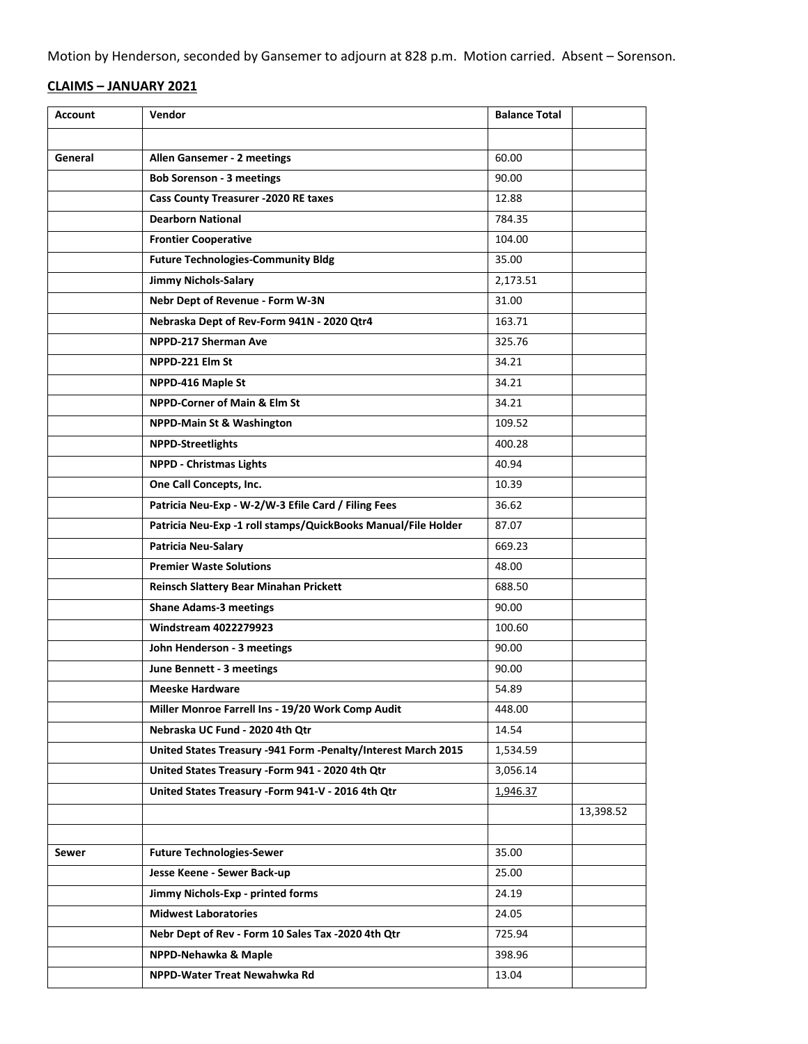Motion by Henderson, seconded by Gansemer to adjourn at 828 p.m. Motion carried. Absent – Sorenson.

## CLAIMS – JANUARY 2021

| Account | Vendor | Balance Total | |
|---|---|---|---|
| | | | |
| **General** | **Allen Gansemer - 2 meetings** | 60.00 | |
| | **Bob Sorenson - 3 meetings** | 90.00 | |
| | **Cass County Treasurer -2020 RE taxes** | 12.88 | |
| | **Dearborn National** | 784.35 | |
| | **Frontier Cooperative** | 104.00 | |
| | **Future Technologies-Community Bldg** | 35.00 | |
| | **Jimmy Nichols-Salary** | 2,173.51 | |
| | **Nebr Dept of Revenue - Form W-3N** | 31.00 | |
| | **Nebraska Dept of Rev-Form 941N - 2020 Qtr4** | 163.71 | |
| | **NPPD-217 Sherman Ave** | 325.76 | |
| | **NPPD-221 Elm St** | 34.21 | |
| | **NPPD-416 Maple St** | 34.21 | |
| | **NPPD-Corner of Main & Elm St** | 34.21 | |
| | **NPPD-Main St & Washington** | 109.52 | |
| | **NPPD-Streetlights** | 400.28 | |
| | **NPPD - Christmas Lights** | 40.94 | |
| | **One Call Concepts, Inc.** | 10.39 | |
| | **Patricia Neu-Exp - W-2/W-3 Efile Card / Filing Fees** | 36.62 | |
| | **Patricia Neu-Exp -1 roll stamps/QuickBooks Manual/File Holder** | 87.07 | |
| | **Patricia Neu-Salary** | 669.23 | |
| | **Premier Waste Solutions** | 48.00 | |
| | **Reinsch Slattery Bear Minahan Prickett** | 688.50 | |
| | **Shane Adams-3 meetings** | 90.00 | |
| | **Windstream 4022279923** | 100.60 | |
| | **John Henderson - 3 meetings** | 90.00 | |
| | **June Bennett - 3 meetings** | 90.00 | |
| | **Meeske Hardware** | 54.89 | |
| | **Miller Monroe Farrell Ins - 19/20 Work Comp Audit** | 448.00 | |
| | **Nebraska UC Fund - 2020 4th Qtr** | 14.54 | |
| | **United States Treasury -941 Form -Penalty/Interest March 2015** | 1,534.59 | |
| | **United States Treasury -Form 941 - 2020 4th Qtr** | 3,056.14 | |
| | **United States Treasury -Form 941-V - 2016 4th Qtr** | 1,946.37 | |
| | | | 13,398.52 |
| | | | |
| **Sewer** | **Future Technologies-Sewer** | 35.00 | |
| | **Jesse Keene - Sewer Back-up** | 25.00 | |
| | **Jimmy Nichols-Exp - printed forms** | 24.19 | |
| | **Midwest Laboratories** | 24.05 | |
| | **Nebr Dept of Rev - Form 10 Sales Tax -2020 4th Qtr** | 725.94 | |
| | **NPPD-Nehawka & Maple** | 398.96 | |
| | **NPPD-Water Treat Newahwka Rd** | 13.04 | |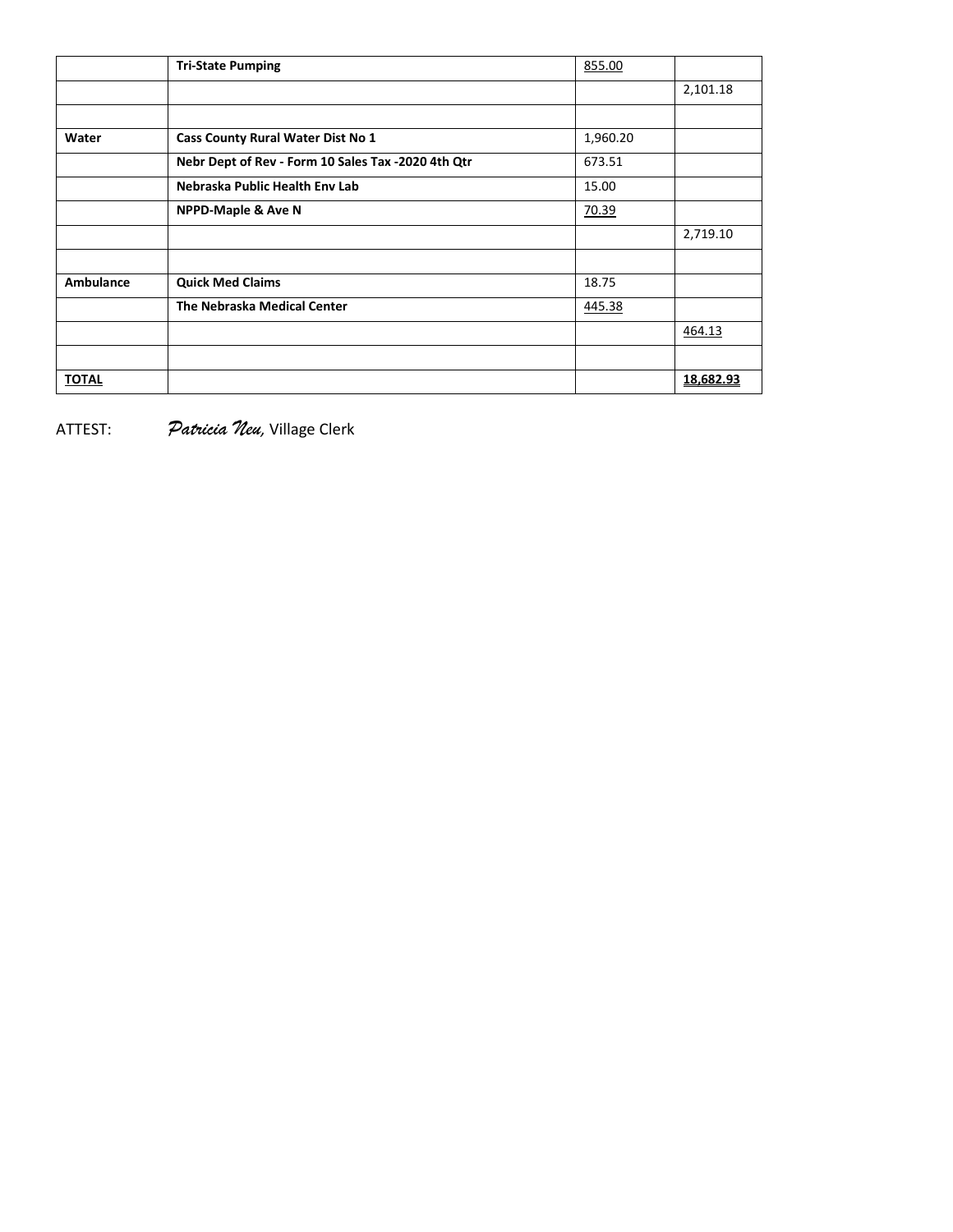| | | | |
|---|---|---|---|
| | **Tri-State Pumping** | 855.00 | |
| | | | 2,101.18 |
| | | | |
| **Water** | **Cass County Rural Water Dist No 1** | 1,960.20 | |
| | **Nebr Dept of Rev - Form 10 Sales Tax -2020 4th Qtr** | 673.51 | |
| | **Nebraska Public Health Env Lab** | 15.00 | |
| | **NPPD-Maple & Ave N** | 70.39 | |
| | | | 2,719.10 |
| | | | |
| **Ambulance** | **Quick Med Claims** | 18.75 | |
| | **The Nebraska Medical Center** | 445.38 | |
| | | | 464.13 |
| | | | |
| **TOTAL** | | | **18,682.93** |

ATTEST: *Patricia Neu,* Village Clerk